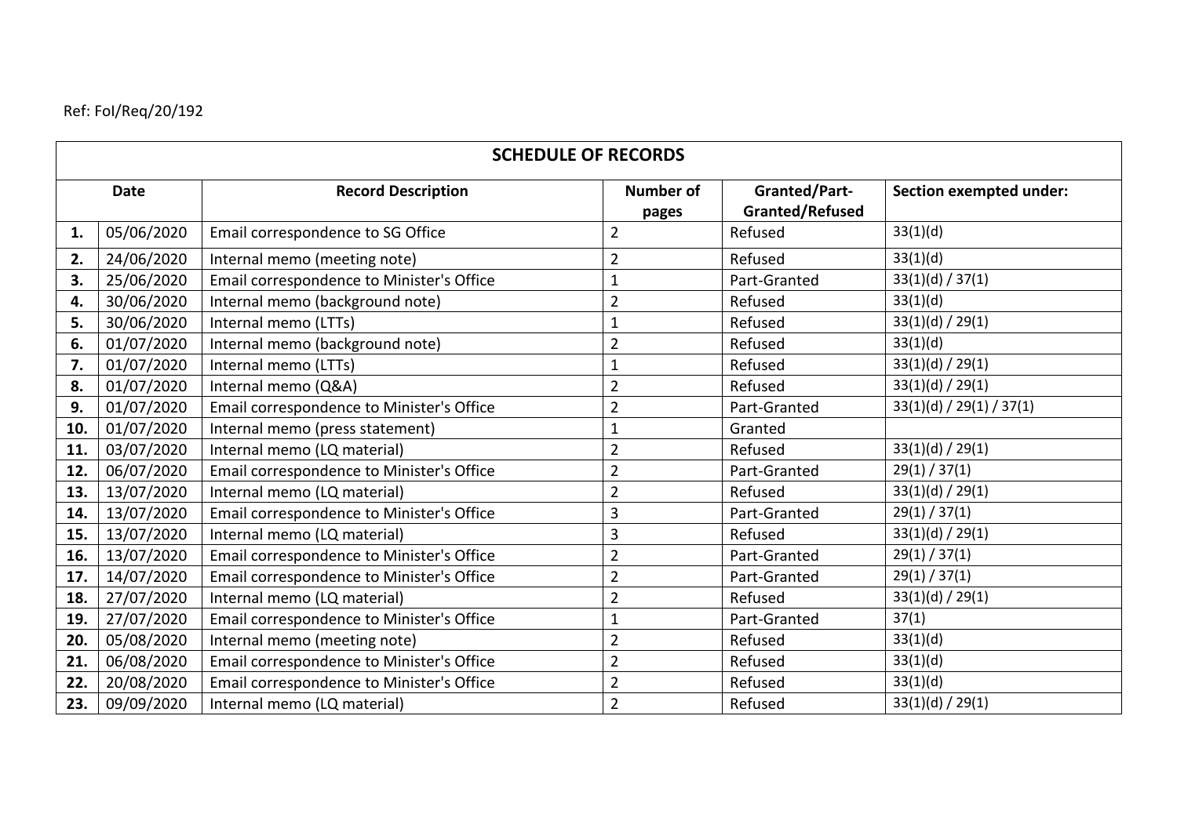Ref: FoI/Req/20/192

| SCHEDULE OF RECORDS | | | | | |
|---|---|---|---|---|---|
| **Date** | | **Record Description** | **Number of pages** | **Granted/Part-Granted/Refused** | **Section exempted under:** |
| **1.** | 05/06/2020 | Email correspondence to SG Office | 2 | Refused | 33(1)(d) |
| **2.** | 24/06/2020 | Internal memo (meeting note) | 2 | Refused | 33(1)(d) |
| **3.** | 25/06/2020 | Email correspondence to Minister's Office | 1 | Part-Granted | 33(1)(d) / 37(1) |
| **4.** | 30/06/2020 | Internal memo (background note) | 2 | Refused | 33(1)(d) |
| **5.** | 30/06/2020 | Internal memo (LTTs) | 1 | Refused | 33(1)(d) / 29(1) |
| **6.** | 01/07/2020 | Internal memo (background note) | 2 | Refused | 33(1)(d) |
| **7.** | 01/07/2020 | Internal memo (LTTs) | 1 | Refused | 33(1)(d) / 29(1) |
| **8.** | 01/07/2020 | Internal memo (Q&A) | 2 | Refused | 33(1)(d) / 29(1) |
| **9.** | 01/07/2020 | Email correspondence to Minister's Office | 2 | Part-Granted | 33(1)(d) / 29(1) / 37(1) |
| **10.** | 01/07/2020 | Internal memo (press statement) | 1 | Granted | |
| **11.** | 03/07/2020 | Internal memo (LQ material) | 2 | Refused | 33(1)(d) / 29(1) |
| **12.** | 06/07/2020 | Email correspondence to Minister's Office | 2 | Part-Granted | 29(1) / 37(1) |
| **13.** | 13/07/2020 | Internal memo (LQ material) | 2 | Refused | 33(1)(d) / 29(1) |
| **14.** | 13/07/2020 | Email correspondence to Minister's Office | 3 | Part-Granted | 29(1) / 37(1) |
| **15.** | 13/07/2020 | Internal memo (LQ material) | 3 | Refused | 33(1)(d) / 29(1) |
| **16.** | 13/07/2020 | Email correspondence to Minister's Office | 2 | Part-Granted | 29(1) / 37(1) |
| **17.** | 14/07/2020 | Email correspondence to Minister's Office | 2 | Part-Granted | 29(1) / 37(1) |
| **18.** | 27/07/2020 | Internal memo (LQ material) | 2 | Refused | 33(1)(d) / 29(1) |
| **19.** | 27/07/2020 | Email correspondence to Minister's Office | 1 | Part-Granted | 37(1) |
| **20.** | 05/08/2020 | Internal memo (meeting note) | 2 | Refused | 33(1)(d) |
| **21.** | 06/08/2020 | Email correspondence to Minister's Office | 2 | Refused | 33(1)(d) |
| **22.** | 20/08/2020 | Email correspondence to Minister's Office | 2 | Refused | 33(1)(d) |
| **23.** | 09/09/2020 | Internal memo (LQ material) | 2 | Refused | 33(1)(d) / 29(1) |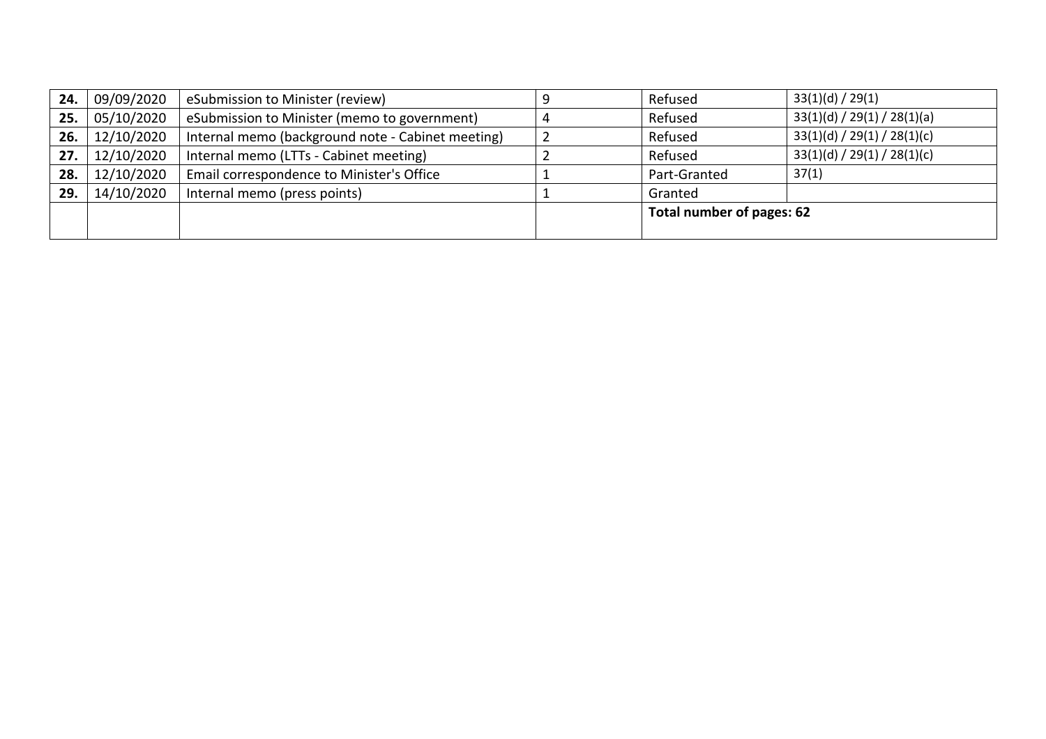| | | | | | |
|---|---|---|---|---|---|
| **24.** | 09/09/2020 | eSubmission to Minister (review) | 9 | Refused | 33(1)(d) / 29(1) |
| **25.** | 05/10/2020 | eSubmission to Minister (memo to government) | 4 | Refused | 33(1)(d) / 29(1) / 28(1)(a) |
| **26.** | 12/10/2020 | Internal memo (background note - Cabinet meeting) | 2 | Refused | 33(1)(d) / 29(1) / 28(1)(c) |
| **27.** | 12/10/2020 | Internal memo (LTTs - Cabinet meeting) | 2 | Refused | 33(1)(d) / 29(1) / 28(1)(c) |
| **28.** | 12/10/2020 | Email correspondence to Minister's Office | 1 | Part-Granted | 37(1) |
| **29.** | 14/10/2020 | Internal memo (press points) | 1 | Granted | |
| | | | | **Total number of pages: 62** | |